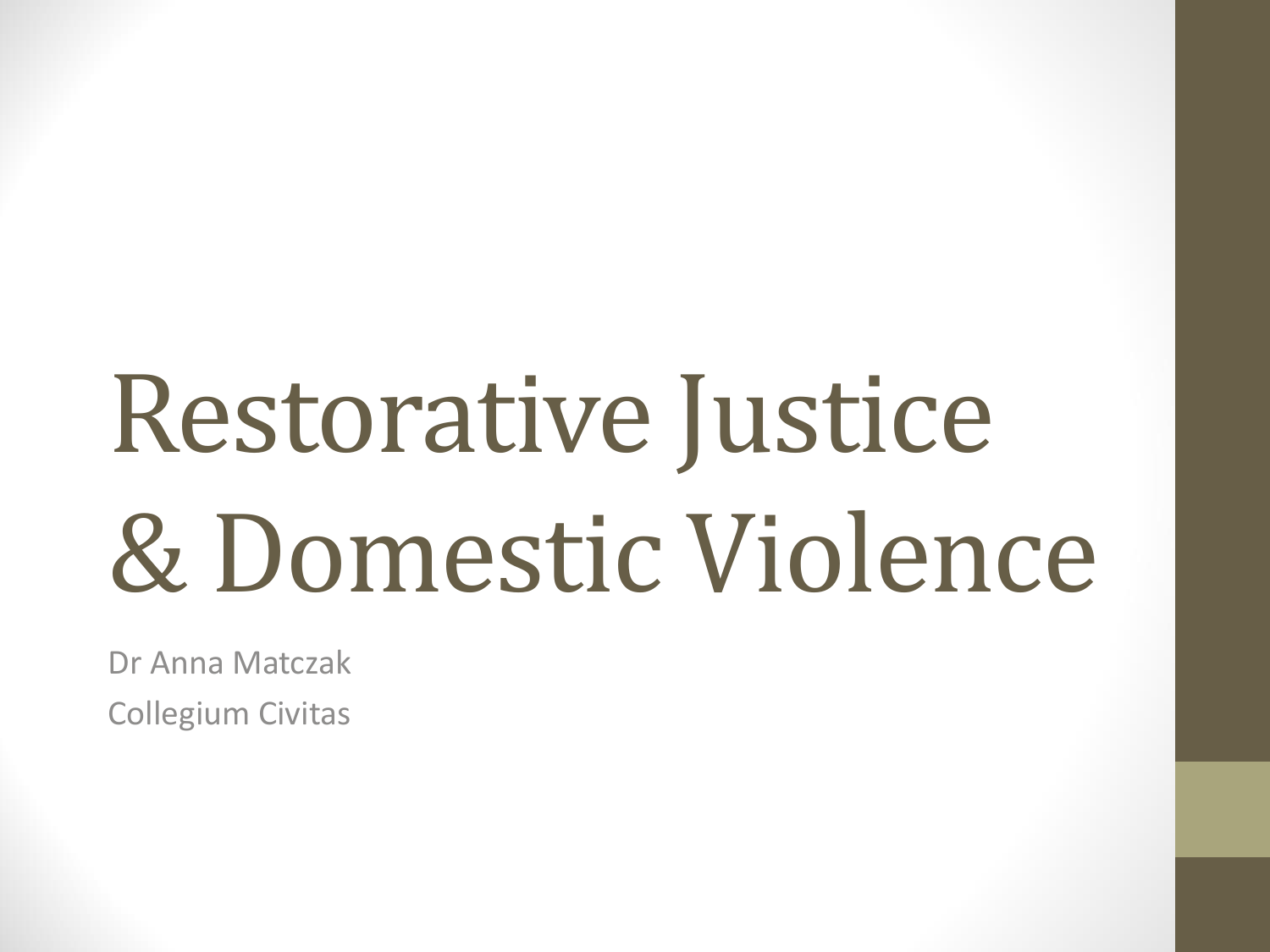# Restorative Justice & Domestic Violence

Dr Anna Matczak

Collegium Civitas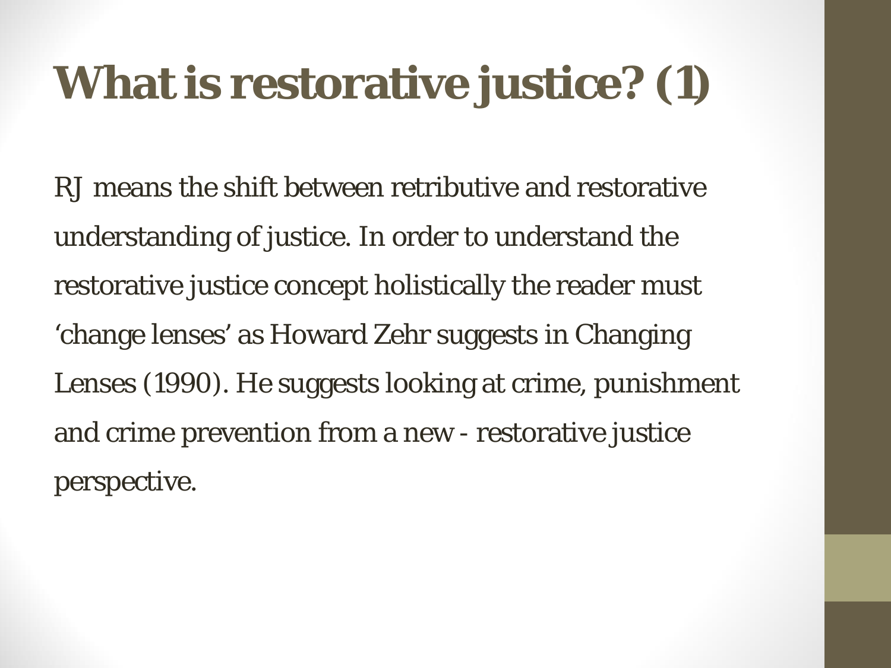# What is restorative justice? (1)

RJ means the shift between retributive and restorative understanding of justice. In order to understand the restorative justice concept holistically the reader must 'change lenses' as Howard Zehr suggests in Changing Lenses (1990). He suggests looking at crime, punishment and crime prevention from a new - restorative justice perspective.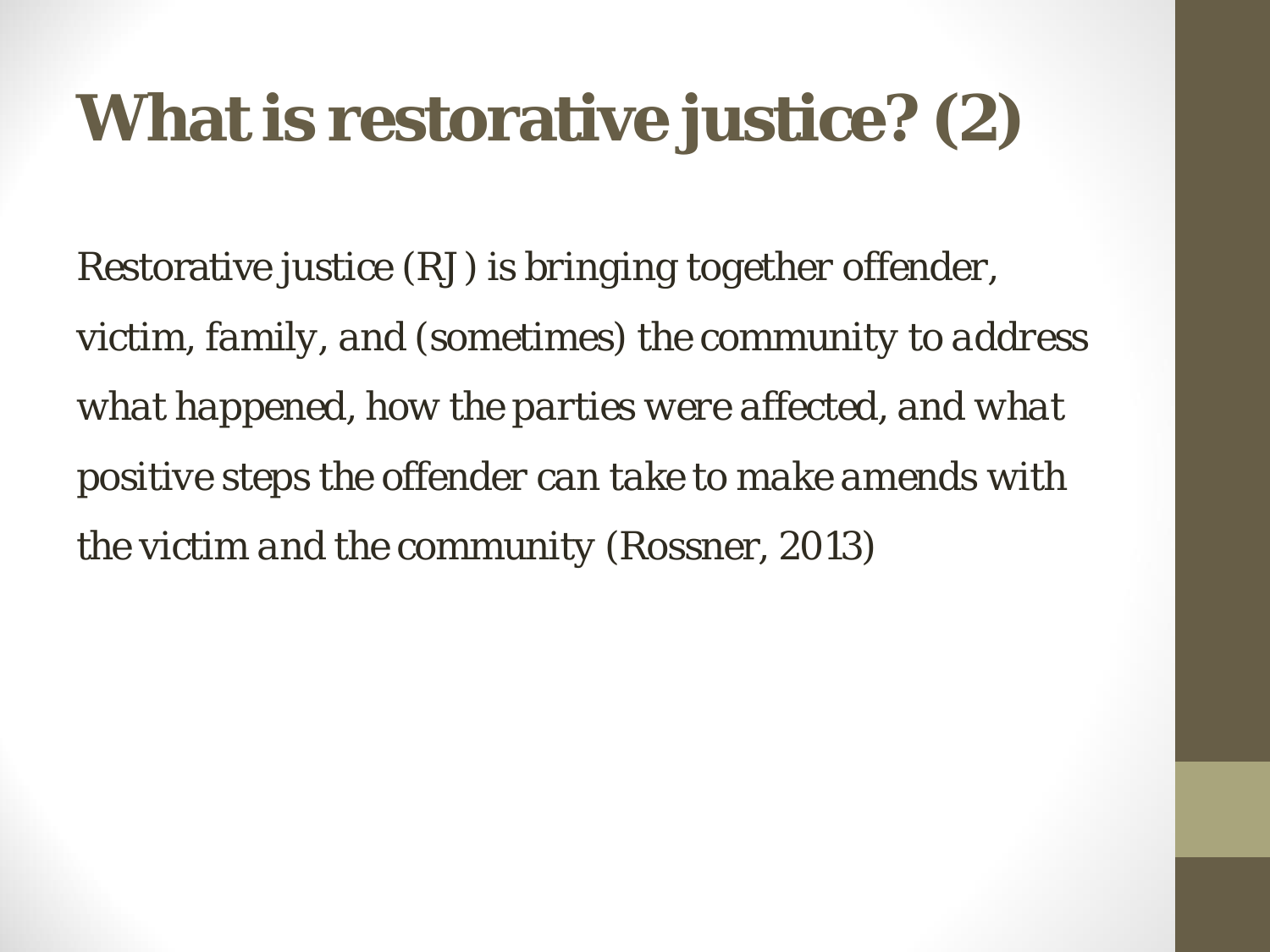# What is restorative justice? (2)

*Restorative justice (RJ) is bringing together offender, victim, family, and (sometimes) the community to address what happened, how the parties were affected, and what positive steps the offender can take to make amends with the victim and the community (Rossner, 2013)*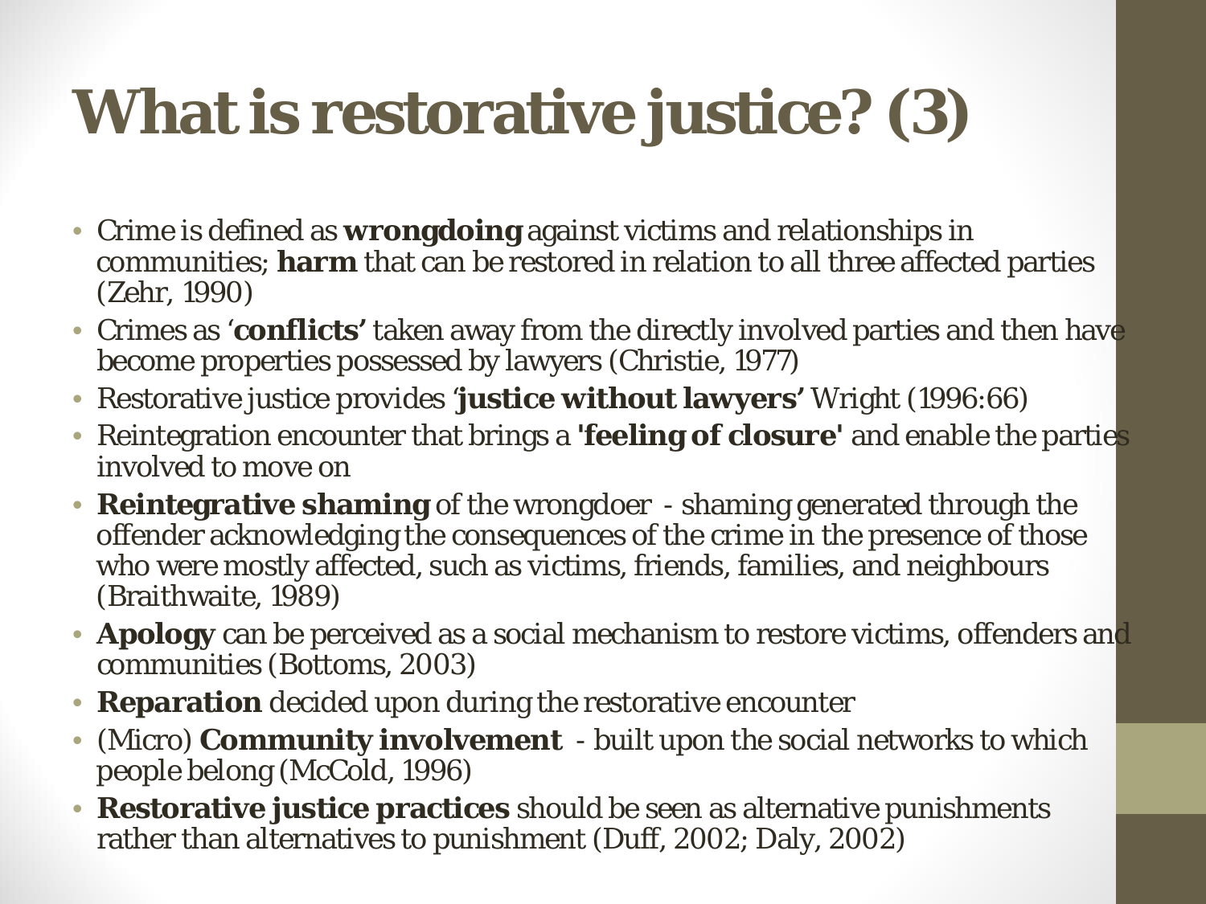# What is restorative justice? (3)

- Crime is defined as **wrongdoing** against victims and relationships in communities; **harm** that can be restored in relation to all three affected parties (Zehr, 1990)
- Crimes as '**conflicts'** taken away from the directly involved parties and then have become properties possessed by lawyers (Christie, 1977)
- Restorative justice provides '**justice without lawyers'** Wright (1996:66)
- Reintegration encounter that brings a **'feeling of closure'** and enable the parties involved to move on
- **Reintegrative shaming** of the wrongdoer - shaming generated through the offender acknowledging the consequences of the crime in the presence of those who were mostly affected, such as victims, friends, families, and neighbours (Braithwaite, 1989)
- **Apology** can be perceived as a social mechanism to restore victims, offenders and communities (Bottoms, 2003)
- **Reparation** decided upon during the restorative encounter
- (Micro) **Community involvement** - built upon the social networks to which people belong (McCold, 1996)
- **Restorative justice practices** should be seen as alternative punishments rather than alternatives to punishment (Duff, 2002; Daly, 2002)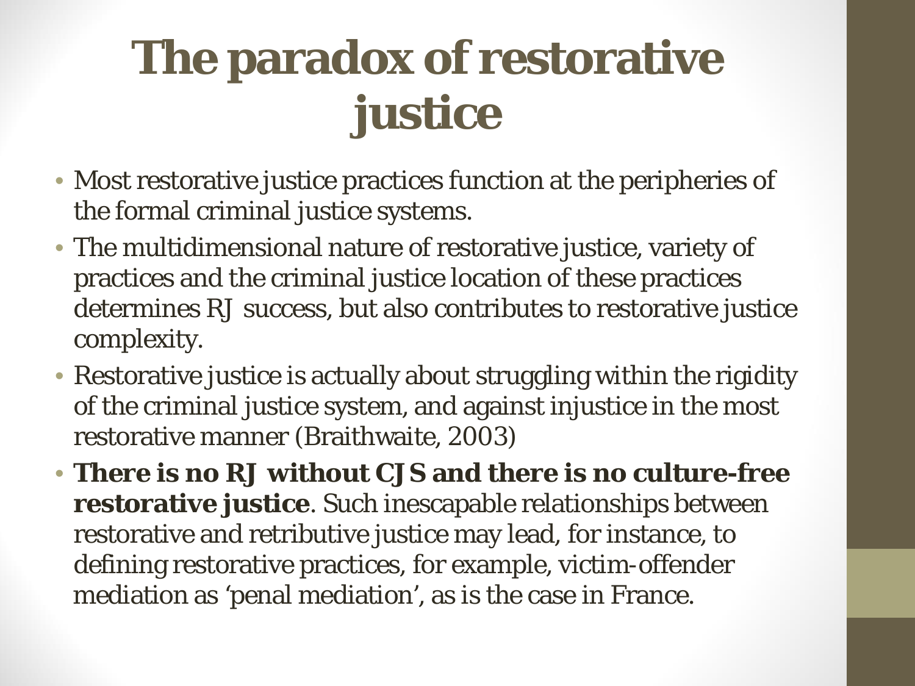# The paradox of restorative justice

- Most restorative justice practices function at the peripheries of the formal criminal justice systems.
- The multidimensional nature of restorative justice, variety of practices and the criminal justice location of these practices determines RJ success, but also contributes to restorative justice complexity.
- Restorative justice is actually about struggling within the rigidity of the criminal justice system, and against injustice in the most restorative manner (Braithwaite, 2003)
- **There is no RJ without CJS and there is no culture-free restorative justice**. Such inescapable relationships between restorative and retributive justice may lead, for instance, to defining restorative practices, for example, victim-offender mediation as 'penal mediation', as is the case in France.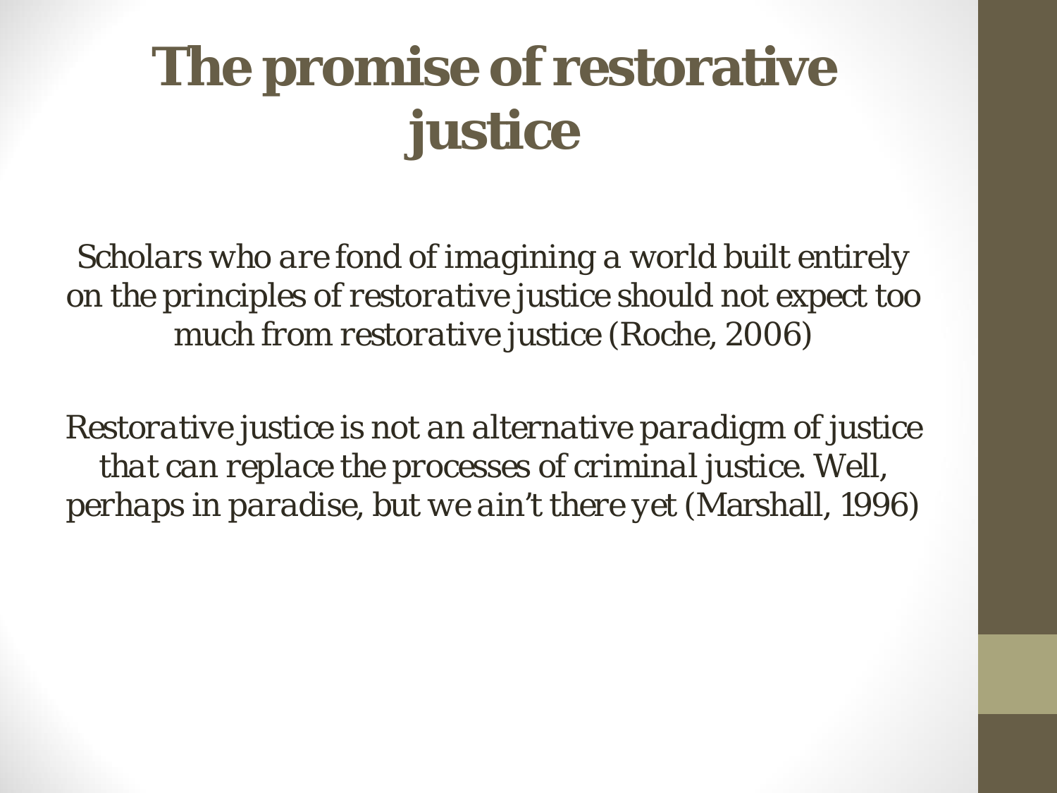# The promise of restorative justice

*Scholars who are fond of imagining a world built entirely on the principles of restorative justice should not expect too much from restorative justice (Roche, 2006)*

*Restorative justice is not an alternative paradigm of justice that can replace the processes of criminal justice. Well, perhaps in paradise, but we ain't there yet (Marshall, 1996)*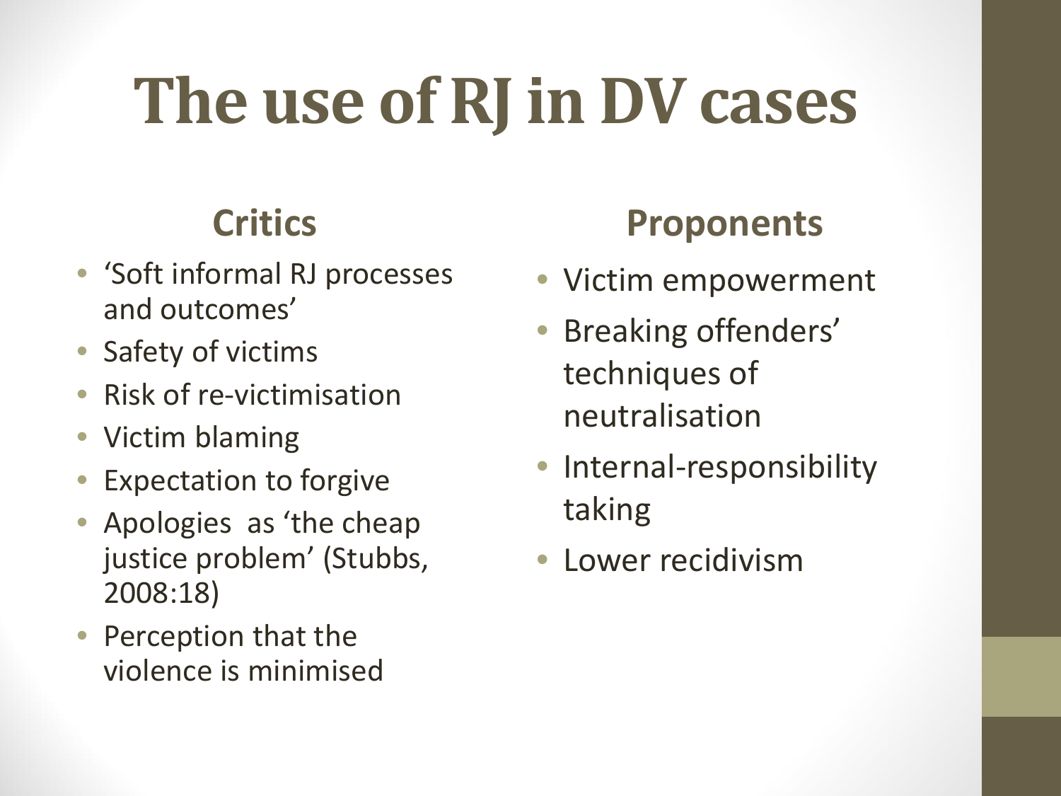# The use of RJ in DV cases

## Critics

- 'Soft informal RJ processes and outcomes'
- Safety of victims
- Risk of re-victimisation
- Victim blaming
- Expectation to forgive
- Apologies as 'the cheap justice problem' (Stubbs, 2008:18)
- Perception that the violence is minimised

## Proponents

- Victim empowerment
- Breaking offenders' techniques of neutralisation
- Internal-responsibility taking
- Lower recidivism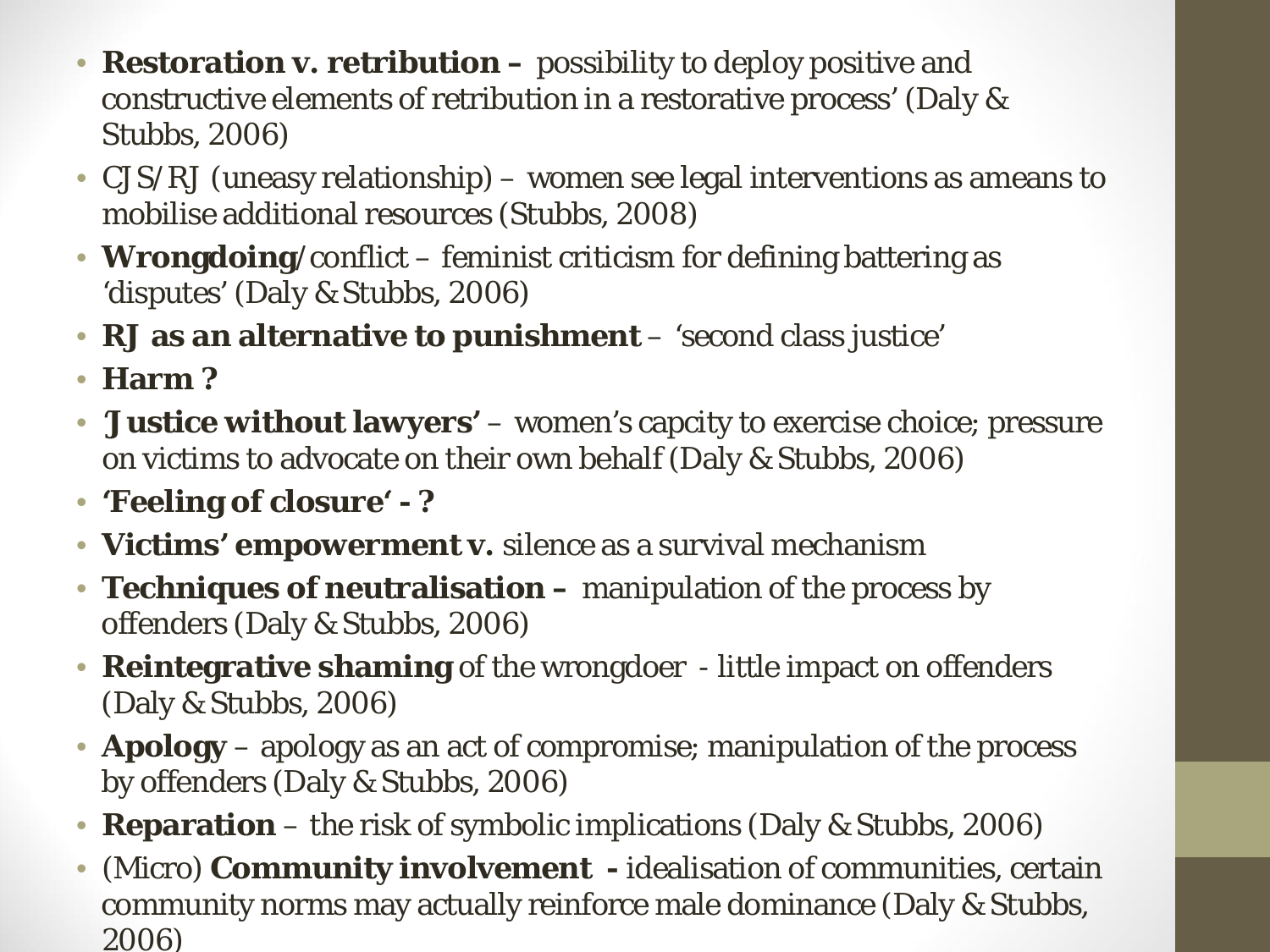- **Restoration v. retribution –** possibility to deploy positive and constructive elements of retribution in a restorative process' (Daly & Stubbs, 2006)
- CJS/RJ (uneasy relationship) – women see legal interventions as ameans to mobilise additional resources (Stubbs, 2008)
- **Wrongdoing**/conflict – feminist criticism for defining battering as 'disputes' (Daly & Stubbs, 2006)
- **RJ as an alternative to punishment** – 'second class justice'
- **Harm ?**
- **'Justice without lawyers'** – women's capcity to exercise choice; pressure on victims to advocate on their own behalf (Daly & Stubbs, 2006)
- **'Feeling of closure' - ?**
- **Victims' empowerment v.** silence as a survival mechanism
- **Techniques of neutralisation –** manipulation of the process by offenders (Daly & Stubbs, 2006)
- **Reintegrative shaming** of the wrongdoer - little impact on offenders (Daly & Stubbs, 2006)
- **Apology** – apology as an act of compromise; manipulation of the process by offenders (Daly & Stubbs, 2006)
- **Reparation** – the risk of symbolic implications (Daly & Stubbs, 2006)
- (Micro) **Community involvement -** idealisation of communities, certain community norms may actually reinforce male dominance (Daly & Stubbs, 2006)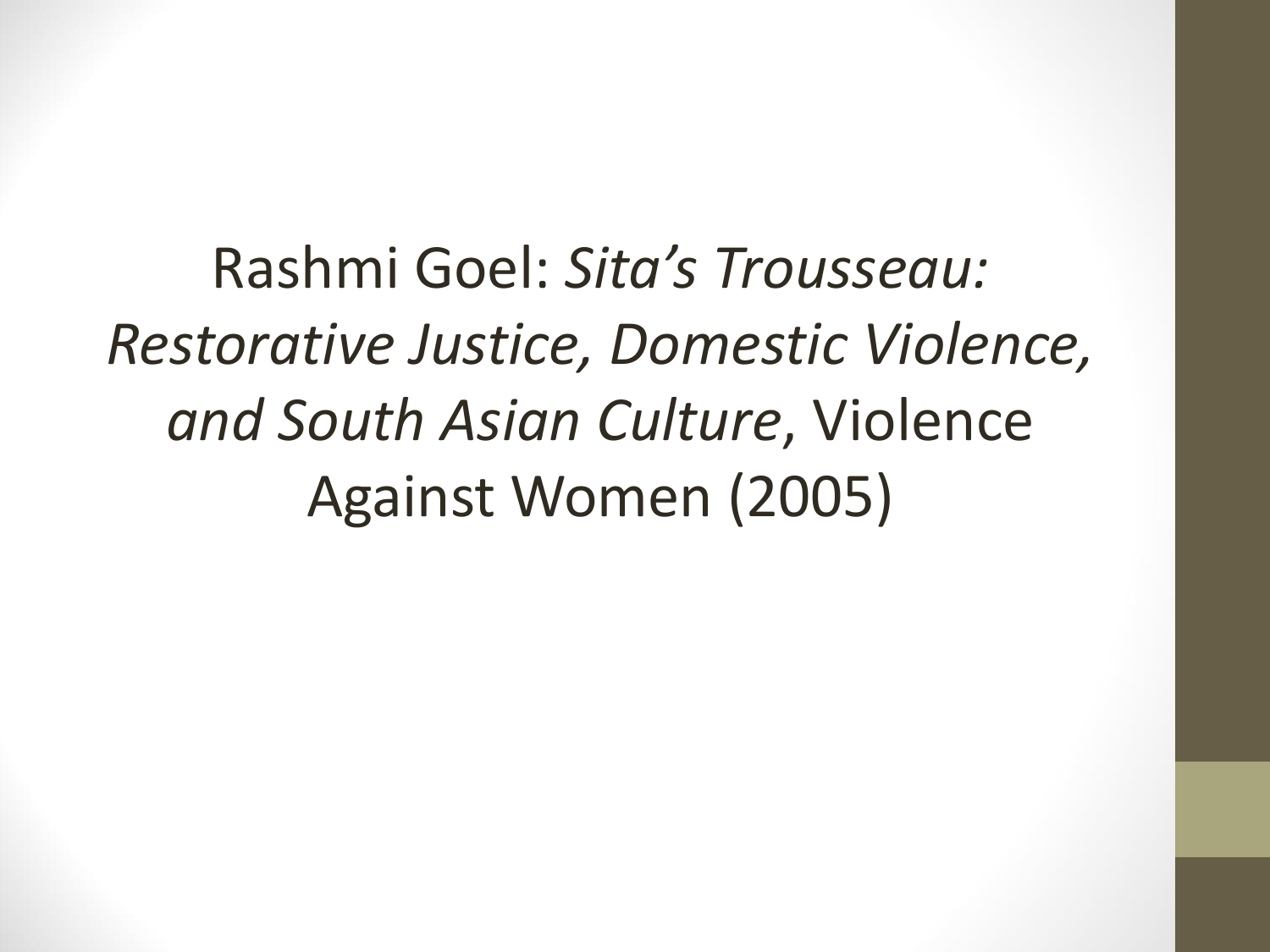Rashmi Goel: *Sita's Trousseau: Restorative Justice, Domestic Violence, and South Asian Culture*, Violence Against Women (2005)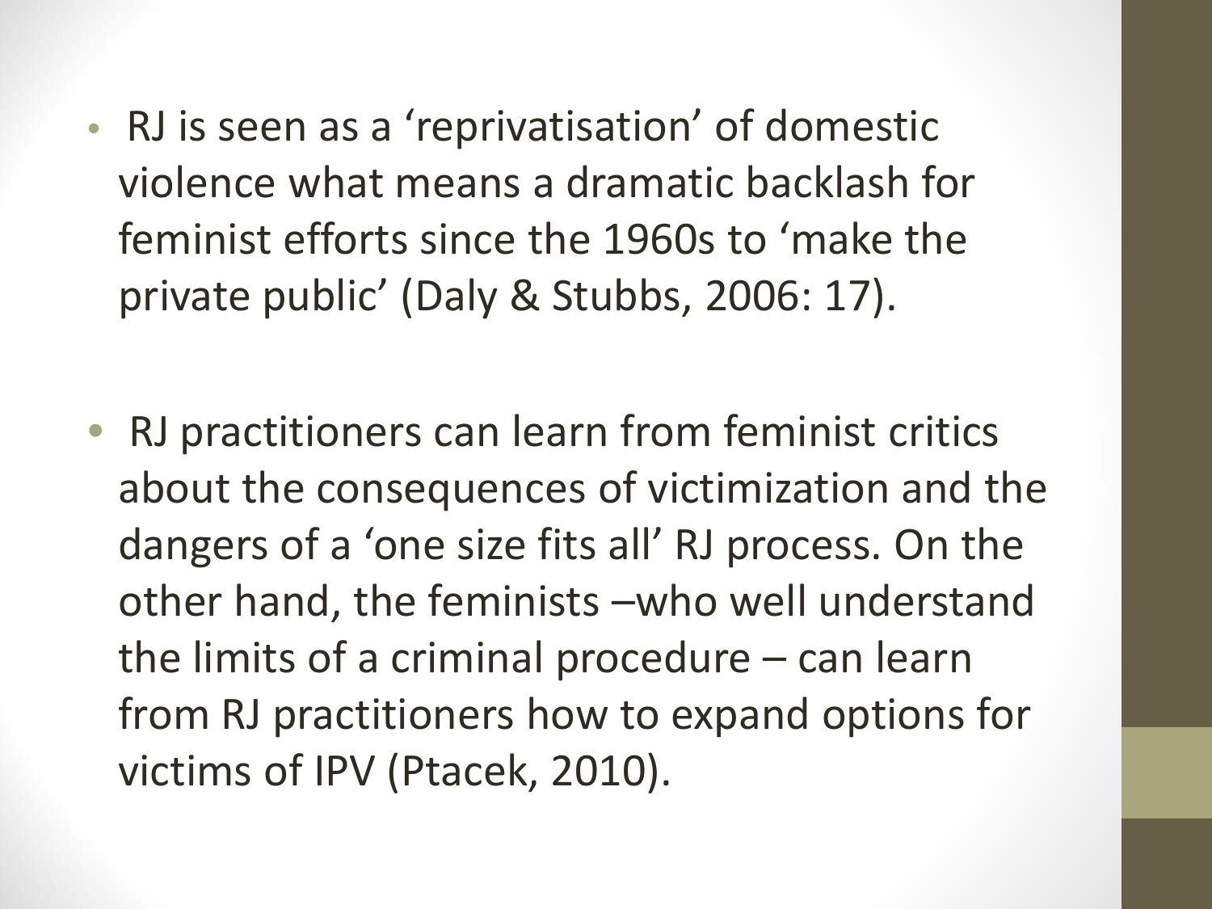- RJ is seen as a 'reprivatisation' of domestic violence what means a dramatic backlash for feminist efforts since the 1960s to 'make the private public' (Daly & Stubbs, 2006: 17).

- RJ practitioners can learn from feminist critics about the consequences of victimization and the dangers of a 'one size fits all' RJ process. On the other hand, the feminists –who well understand the limits of a criminal procedure – can learn from RJ practitioners how to expand options for victims of IPV (Ptacek, 2010).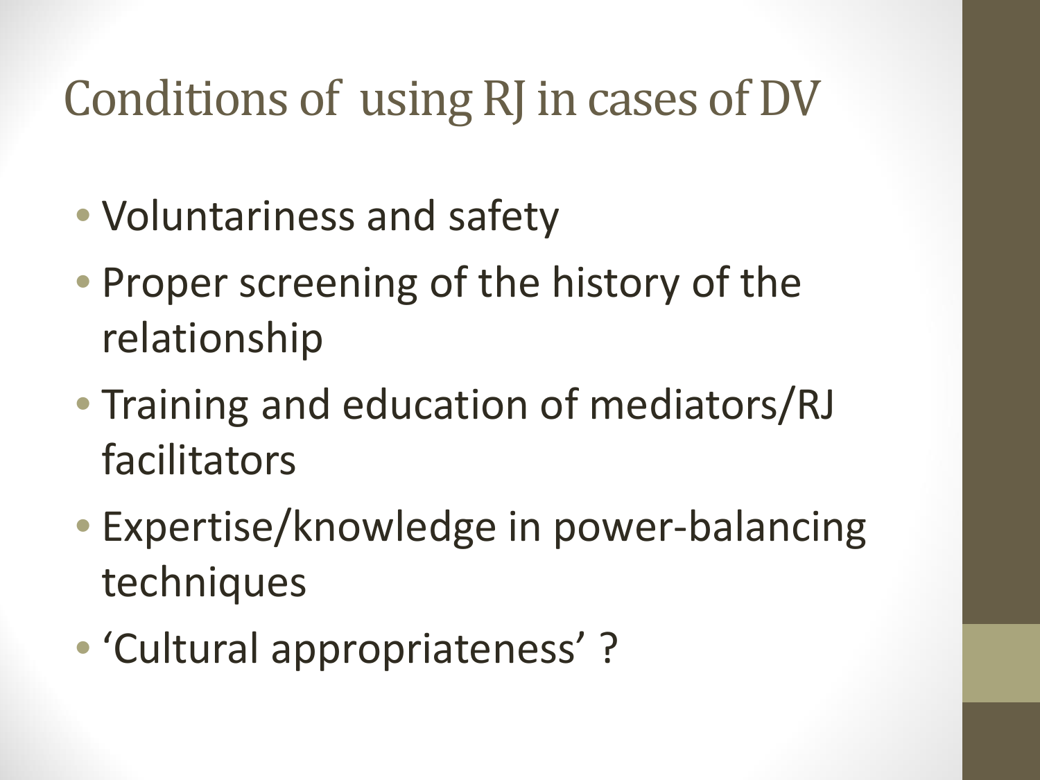# Conditions of using RJ in cases of DV

- Voluntariness and safety
- Proper screening of the history of the relationship
- Training and education of mediators/RJ facilitators
- Expertise/knowledge in power-balancing techniques
- 'Cultural appropriateness' ?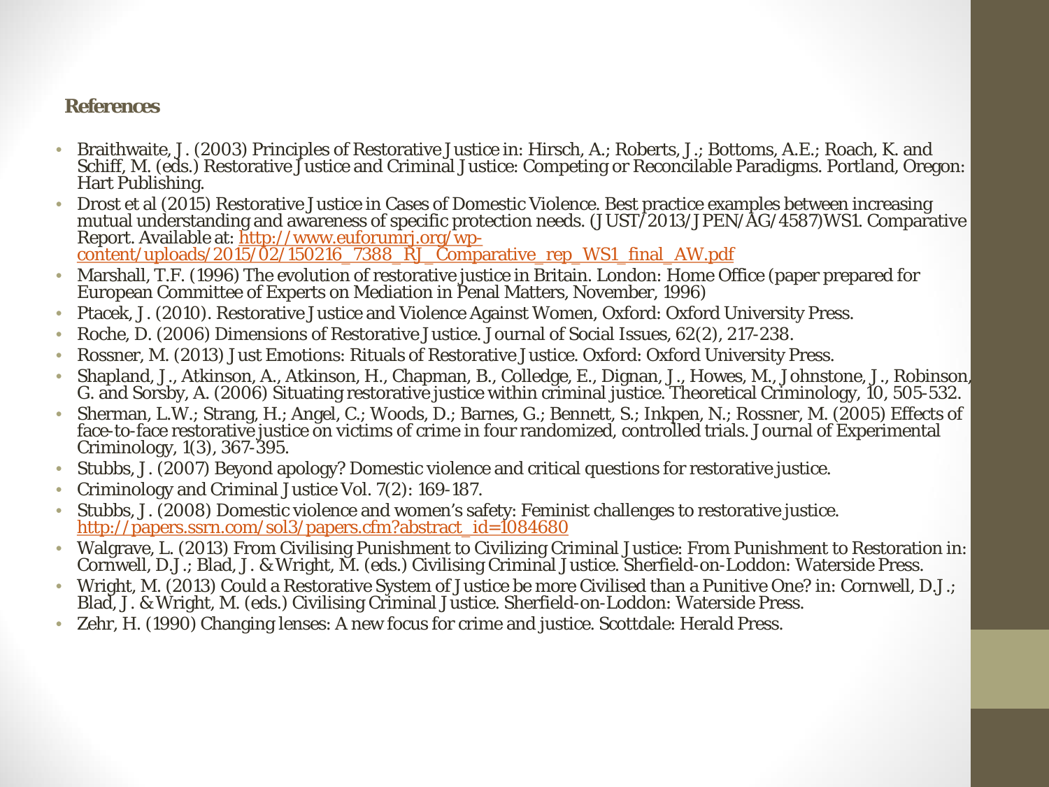## References

- Braithwaite, J. (2003) Principles of Restorative Justice in: Hirsch, A.; Roberts, J.; Bottoms, A.E.; Roach, K. and Schiff, M. (eds.) Restorative Justice and Criminal Justice: Competing or Reconcilable Paradigms. Portland, Oregon: Hart Publishing.
- Drost et al (2015) Restorative Justice in Cases of Domestic Violence. Best practice examples between increasing mutual understanding and awareness of specific protection needs. (JUST/2013/JPEN/AG/4587)WS1. Comparative Report. Available at: [http://www.euforumrj.org/wp-content/uploads/2015/02/150216_7388_RJ_Comparative_rep_WS1_final_AW.pdf](http://www.euforumrj.org/wp-content/uploads/2015/02/150216_7388_RJ_Comparative_rep_WS1_final_AW.pdf)
- Marshall, T.F. (1996) The evolution of restorative justice in Britain. London: Home Office (paper prepared for European Committee of Experts on Mediation in Penal Matters, November, 1996)
- Ptacek, J. (2010). Restorative Justice and Violence Against Women, Oxford: Oxford University Press.
- Roche, D. (2006) Dimensions of Restorative Justice. Journal of Social Issues, 62(2), 217-238.
- Rossner, M. (2013) Just Emotions: Rituals of Restorative Justice. Oxford: Oxford University Press.
- Shapland, J., Atkinson, A., Atkinson, H., Chapman, B., Colledge, E., Dignan, J., Howes, M., Johnstone, J., Robinson, G. and Sorsby, A. (2006) Situating restorative justice within criminal justice. Theoretical Criminology, 10, 505-532.
- Sherman, L.W.; Strang, H.; Angel, C.; Woods, D.; Barnes, G.; Bennett, S.; Inkpen, N.; Rossner, M. (2005) Effects of face-to-face restorative justice on victims of crime in four randomized, controlled trials. Journal of Experimental Criminology, 1(3), 367-395.
- Stubbs, J. (2007) Beyond apology? Domestic violence and critical questions for restorative justice.
- Criminology and Criminal Justice Vol. 7(2): 169-187.
- Stubbs, J. (2008) Domestic violence and women's safety: Feminist challenges to restorative justice. [http://papers.ssrn.com/sol3/papers.cfm?abstract_id=1084680](http://papers.ssrn.com/sol3/papers.cfm?abstract_id=1084680)
- Walgrave, L. (2013) From Civilising Punishment to Civilizing Criminal Justice: From Punishment to Restoration in: Cornwell, D.J.; Blad, J. & Wright, M. (eds.) Civilising Criminal Justice. Sherfield-on-Loddon: Waterside Press.
- Wright, M. (2013) Could a Restorative System of Justice be more Civilised than a Punitive One? in: Cornwell, D.J.; Blad, J. & Wright, M. (eds.) Civilising Criminal Justice. Sherfield-on-Loddon: Waterside Press.
- Zehr, H. (1990) Changing lenses: A new focus for crime and justice. Scottdale: Herald Press.